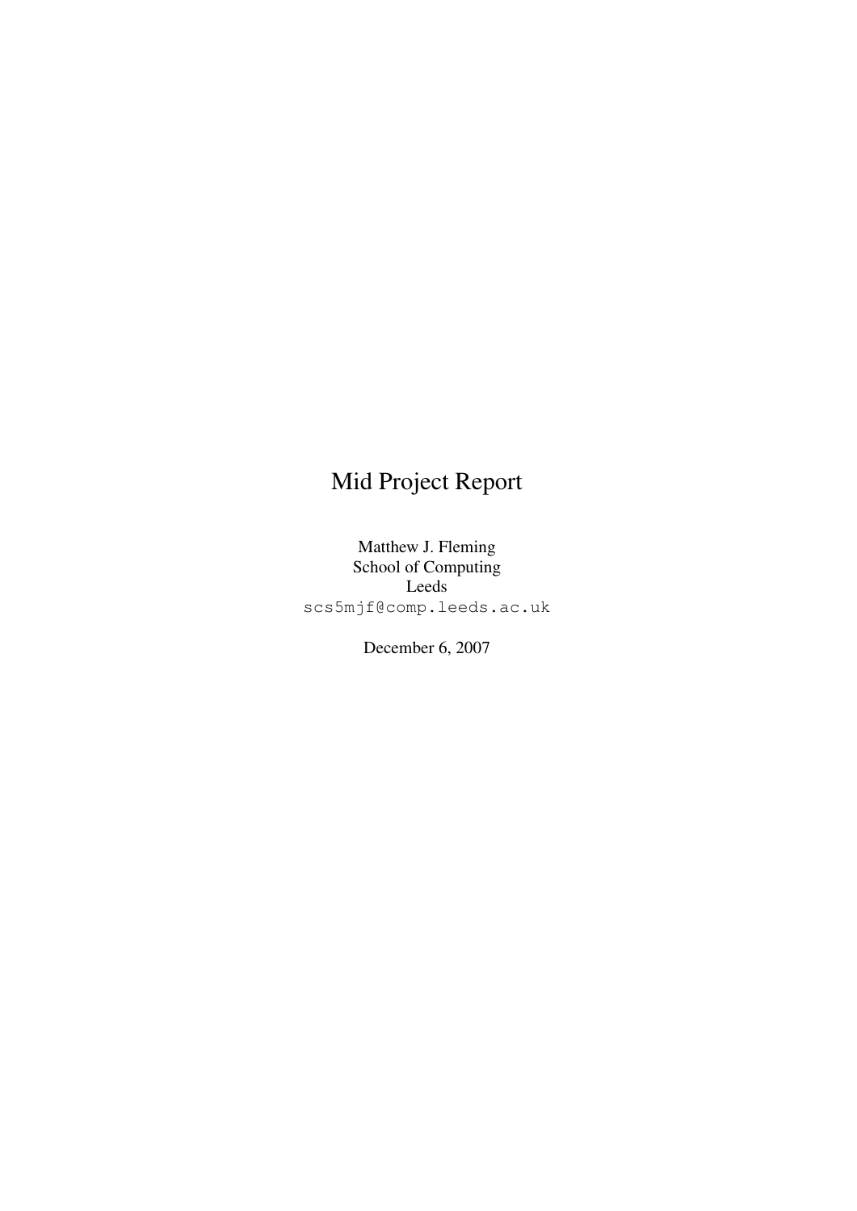# Mid Project Report

Matthew J. Fleming
School of Computing
Leeds
`scs5mjf@comp.leeds.ac.uk`

December 6, 2007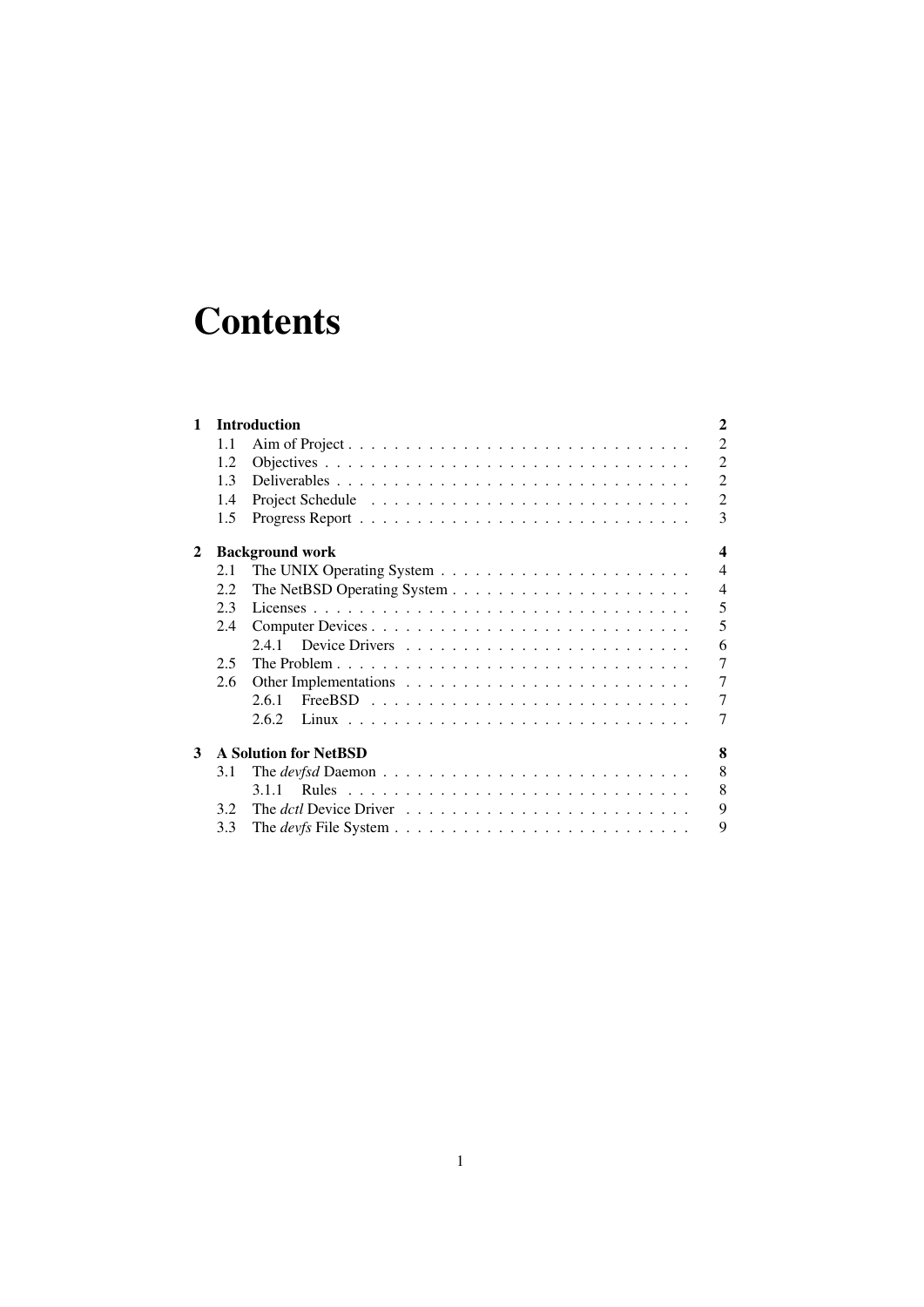# Contents

**1 Introduction** **2**

- 1.1 Aim of Project . . . . . . . . . . . . . . . . . . . . . . . . . . . . . . 2
- 1.2 Objectives . . . . . . . . . . . . . . . . . . . . . . . . . . . . . . . . 2
- 1.3 Deliverables . . . . . . . . . . . . . . . . . . . . . . . . . . . . . . . 2
- 1.4 Project Schedule . . . . . . . . . . . . . . . . . . . . . . . . . . . . 2
- 1.5 Progress Report . . . . . . . . . . . . . . . . . . . . . . . . . . . . . 3

**2 Background work** **4**

- 2.1 The UNIX Operating System . . . . . . . . . . . . . . . . . . . . . . 4
- 2.2 The NetBSD Operating System . . . . . . . . . . . . . . . . . . . . . 4
- 2.3 Licenses . . . . . . . . . . . . . . . . . . . . . . . . . . . . . . . . . 5
- 2.4 Computer Devices . . . . . . . . . . . . . . . . . . . . . . . . . . . . 5
  - 2.4.1 Device Drivers . . . . . . . . . . . . . . . . . . . . . . . . . 6
- 2.5 The Problem . . . . . . . . . . . . . . . . . . . . . . . . . . . . . . . 7
- 2.6 Other Implementations . . . . . . . . . . . . . . . . . . . . . . . . . 7
  - 2.6.1 FreeBSD . . . . . . . . . . . . . . . . . . . . . . . . . . . . 7
  - 2.6.2 Linux . . . . . . . . . . . . . . . . . . . . . . . . . . . . . . 7

**3 A Solution for NetBSD** **8**

- 3.1 The *devfsd* Daemon . . . . . . . . . . . . . . . . . . . . . . . . . . . 8
  - 3.1.1 Rules . . . . . . . . . . . . . . . . . . . . . . . . . . . . . . 8
- 3.2 The *dctl* Device Driver . . . . . . . . . . . . . . . . . . . . . . . . . 9
- 3.3 The *devfs* File System . . . . . . . . . . . . . . . . . . . . . . . . . 9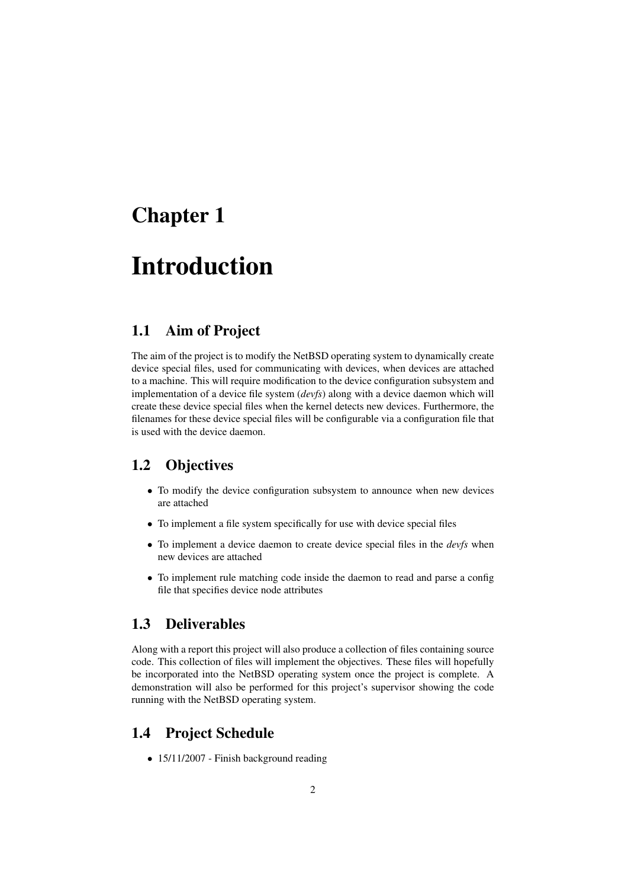# Chapter 1

# Introduction

## 1.1 Aim of Project

The aim of the project is to modify the NetBSD operating system to dynamically create device special files, used for communicating with devices, when devices are attached to a machine. This will require modification to the device configuration subsystem and implementation of a device file system (*devfs*) along with a device daemon which will create these device special files when the kernel detects new devices. Furthermore, the filenames for these device special files will be configurable via a configuration file that is used with the device daemon.

## 1.2 Objectives

- To modify the device configuration subsystem to announce when new devices are attached
- To implement a file system specifically for use with device special files
- To implement a device daemon to create device special files in the *devfs* when new devices are attached
- To implement rule matching code inside the daemon to read and parse a config file that specifies device node attributes

## 1.3 Deliverables

Along with a report this project will also produce a collection of files containing source code. This collection of files will implement the objectives. These files will hopefully be incorporated into the NetBSD operating system once the project is complete. A demonstration will also be performed for this project's supervisor showing the code running with the NetBSD operating system.

## 1.4 Project Schedule

- 15/11/2007 - Finish background reading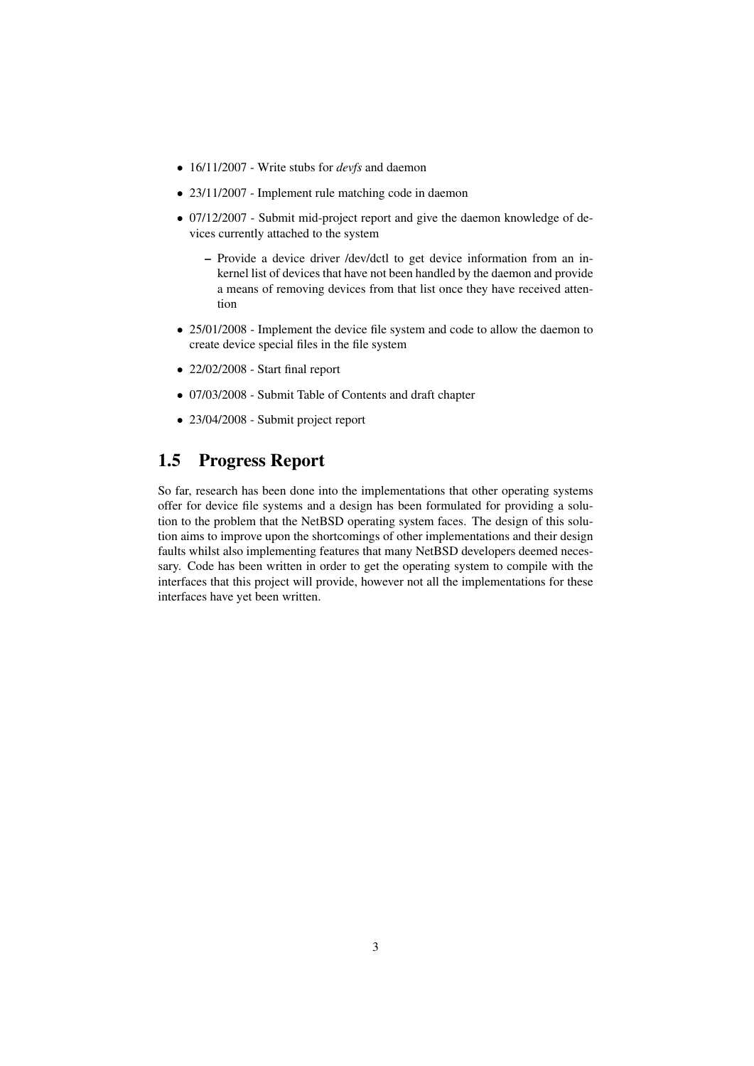- 16/11/2007 - Write stubs for *devfs* and daemon
- 23/11/2007 - Implement rule matching code in daemon
- 07/12/2007 - Submit mid-project report and give the daemon knowledge of devices currently attached to the system
  - Provide a device driver /dev/dctl to get device information from an in-kernel list of devices that have not been handled by the daemon and provide a means of removing devices from that list once they have received attention
- 25/01/2008 - Implement the device file system and code to allow the daemon to create device special files in the file system
- 22/02/2008 - Start final report
- 07/03/2008 - Submit Table of Contents and draft chapter
- 23/04/2008 - Submit project report

## 1.5 Progress Report

So far, research has been done into the implementations that other operating systems offer for device file systems and a design has been formulated for providing a solution to the problem that the NetBSD operating system faces. The design of this solution aims to improve upon the shortcomings of other implementations and their design faults whilst also implementing features that many NetBSD developers deemed necessary. Code has been written in order to get the operating system to compile with the interfaces that this project will provide, however not all the implementations for these interfaces have yet been written.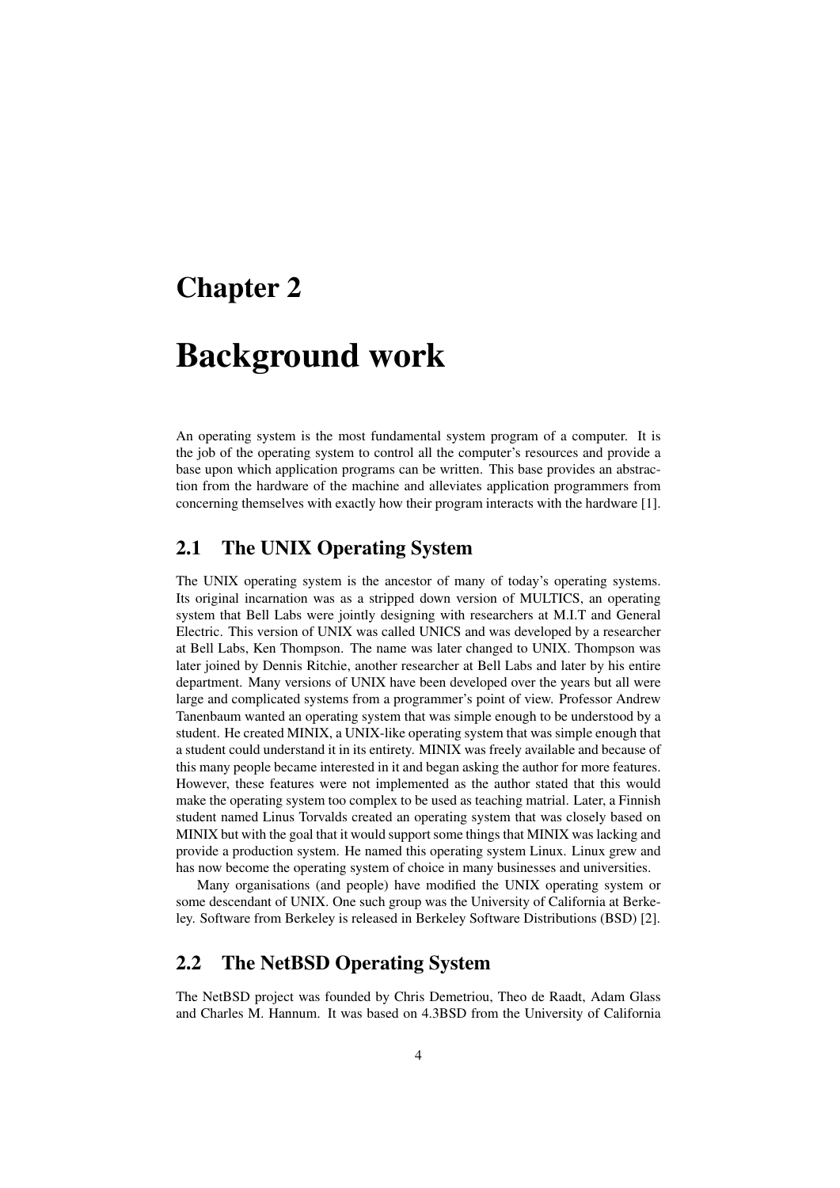# Chapter 2

# Background work

An operating system is the most fundamental system program of a computer. It is the job of the operating system to control all the computer's resources and provide a base upon which application programs can be written. This base provides an abstraction from the hardware of the machine and alleviates application programmers from concerning themselves with exactly how their program interacts with the hardware [1].

## 2.1 The UNIX Operating System

The UNIX operating system is the ancestor of many of today's operating systems. Its original incarnation was as a stripped down version of MULTICS, an operating system that Bell Labs were jointly designing with researchers at M.I.T and General Electric. This version of UNIX was called UNICS and was developed by a researcher at Bell Labs, Ken Thompson. The name was later changed to UNIX. Thompson was later joined by Dennis Ritchie, another researcher at Bell Labs and later by his entire department. Many versions of UNIX have been developed over the years but all were large and complicated systems from a programmer's point of view. Professor Andrew Tanenbaum wanted an operating system that was simple enough to be understood by a student. He created MINIX, a UNIX-like operating system that was simple enough that a student could understand it in its entirety. MINIX was freely available and because of this many people became interested in it and began asking the author for more features. However, these features were not implemented as the author stated that this would make the operating system too complex to be used as teaching matrial. Later, a Finnish student named Linus Torvalds created an operating system that was closely based on MINIX but with the goal that it would support some things that MINIX was lacking and provide a production system. He named this operating system Linux. Linux grew and has now become the operating system of choice in many businesses and universities.

Many organisations (and people) have modified the UNIX operating system or some descendant of UNIX. One such group was the University of California at Berkeley. Software from Berkeley is released in Berkeley Software Distributions (BSD) [2].

## 2.2 The NetBSD Operating System

The NetBSD project was founded by Chris Demetriou, Theo de Raadt, Adam Glass and Charles M. Hannum. It was based on 4.3BSD from the University of California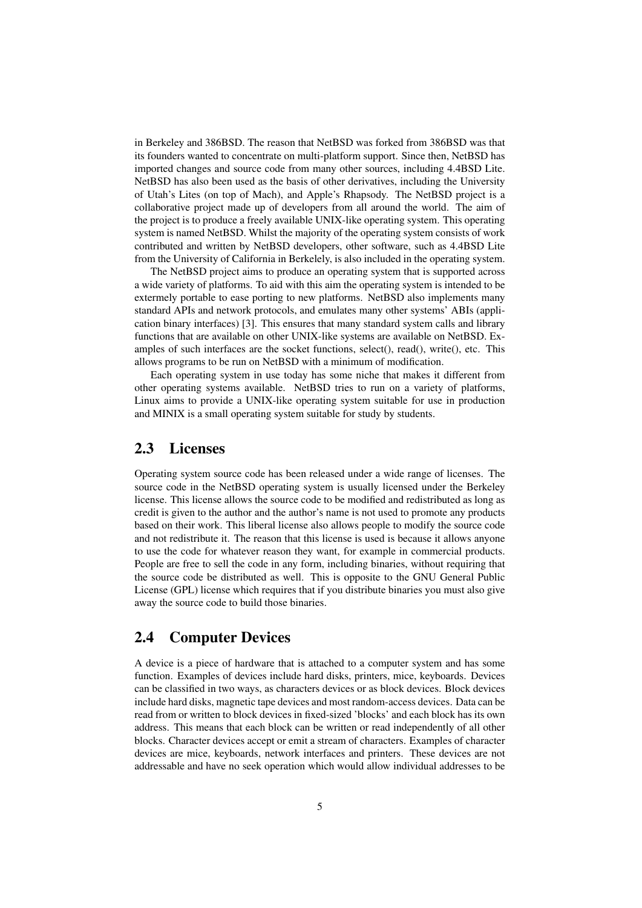in Berkeley and 386BSD. The reason that NetBSD was forked from 386BSD was that its founders wanted to concentrate on multi-platform support. Since then, NetBSD has imported changes and source code from many other sources, including 4.4BSD Lite. NetBSD has also been used as the basis of other derivatives, including the University of Utah's Lites (on top of Mach), and Apple's Rhapsody. The NetBSD project is a collaborative project made up of developers from all around the world. The aim of the project is to produce a freely available UNIX-like operating system. This operating system is named NetBSD. Whilst the majority of the operating system consists of work contributed and written by NetBSD developers, other software, such as 4.4BSD Lite from the University of California in Berkelely, is also included in the operating system.

The NetBSD project aims to produce an operating system that is supported across a wide variety of platforms. To aid with this aim the operating system is intended to be extermely portable to ease porting to new platforms. NetBSD also implements many standard APIs and network protocols, and emulates many other systems' ABIs (application binary interfaces) [3]. This ensures that many standard system calls and library functions that are available on other UNIX-like systems are available on NetBSD. Examples of such interfaces are the socket functions, select(), read(), write(), etc. This allows programs to be run on NetBSD with a minimum of modification.

Each operating system in use today has some niche that makes it different from other operating systems available. NetBSD tries to run on a variety of platforms, Linux aims to provide a UNIX-like operating system suitable for use in production and MINIX is a small operating system suitable for study by students.

## 2.3 Licenses

Operating system source code has been released under a wide range of licenses. The source code in the NetBSD operating system is usually licensed under the Berkeley license. This license allows the source code to be modified and redistributed as long as credit is given to the author and the author's name is not used to promote any products based on their work. This liberal license also allows people to modify the source code and not redistribute it. The reason that this license is used is because it allows anyone to use the code for whatever reason they want, for example in commercial products. People are free to sell the code in any form, including binaries, without requiring that the source code be distributed as well. This is opposite to the GNU General Public License (GPL) license which requires that if you distribute binaries you must also give away the source code to build those binaries.

## 2.4 Computer Devices

A device is a piece of hardware that is attached to a computer system and has some function. Examples of devices include hard disks, printers, mice, keyboards. Devices can be classified in two ways, as characters devices or as block devices. Block devices include hard disks, magnetic tape devices and most random-access devices. Data can be read from or written to block devices in fixed-sized 'blocks' and each block has its own address. This means that each block can be written or read independently of all other blocks. Character devices accept or emit a stream of characters. Examples of character devices are mice, keyboards, network interfaces and printers. These devices are not addressable and have no seek operation which would allow individual addresses to be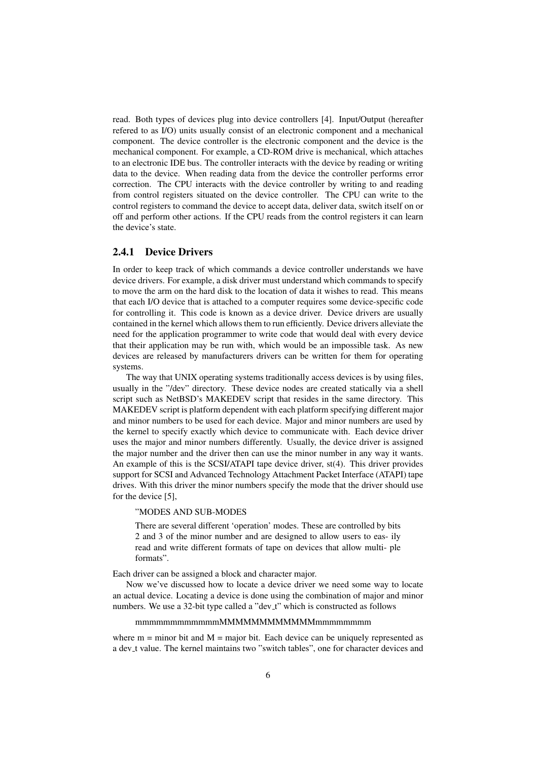read. Both types of devices plug into device controllers [4]. Input/Output (hereafter refered to as I/O) units usually consist of an electronic component and a mechanical component. The device controller is the electronic component and the device is the mechanical component. For example, a CD-ROM drive is mechanical, which attaches to an electronic IDE bus. The controller interacts with the device by reading or writing data to the device. When reading data from the device the controller performs error correction. The CPU interacts with the device controller by writing to and reading from control registers situated on the device controller. The CPU can write to the control registers to command the device to accept data, deliver data, switch itself on or off and perform other actions. If the CPU reads from the control registers it can learn the device's state.

### 2.4.1 Device Drivers

In order to keep track of which commands a device controller understands we have device drivers. For example, a disk driver must understand which commands to specify to move the arm on the hard disk to the location of data it wishes to read. This means that each I/O device that is attached to a computer requires some device-specific code for controlling it. This code is known as a device driver. Device drivers are usually contained in the kernel which allows them to run efficiently. Device drivers alleviate the need for the application programmer to write code that would deal with every device that their application may be run with, which would be an impossible task. As new devices are released by manufacturers drivers can be written for them for operating systems.

The way that UNIX operating systems traditionally access devices is by using files, usually in the "/dev" directory. These device nodes are created statically via a shell script such as NetBSD's MAKEDEV script that resides in the same directory. This MAKEDEV script is platform dependent with each platform specifying different major and minor numbers to be used for each device. Major and minor numbers are used by the kernel to specify exactly which device to communicate with. Each device driver uses the major and minor numbers differently. Usually, the device driver is assigned the major number and the driver then can use the minor number in any way it wants. An example of this is the SCSI/ATAPI tape device driver, st(4). This driver provides support for SCSI and Advanced Technology Attachment Packet Interface (ATAPI) tape drives. With this driver the minor numbers specify the mode that the driver should use for the device [5],

> "MODES AND SUB-MODES
>
> There are several different 'operation' modes. These are controlled by bits 2 and 3 of the minor number and are designed to allow users to eas- ily read and write different formats of tape on devices that allow multi- ple formats".

Each driver can be assigned a block and character major.

Now we've discussed how to locate a device driver we need some way to locate an actual device. Locating a device is done using the combination of major and minor numbers. We use a 32-bit type called a "dev_t" which is constructed as follows

```
mmmmmmmmmmmmMMMMMMMMMMMMmmmmmmmm
```

where m = minor bit and M = major bit. Each device can be uniquely represented as a dev_t value. The kernel maintains two "switch tables", one for character devices and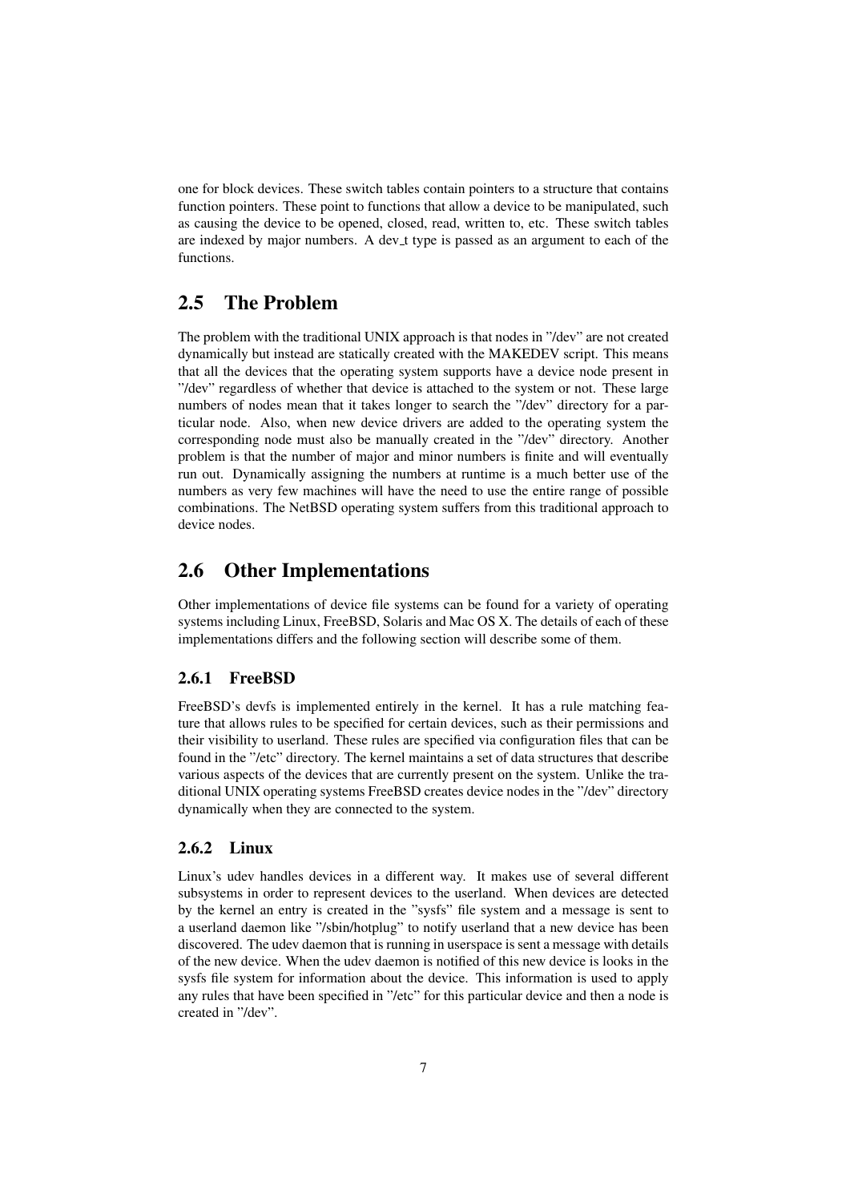one for block devices. These switch tables contain pointers to a structure that contains function pointers. These point to functions that allow a device to be manipulated, such as causing the device to be opened, closed, read, written to, etc. These switch tables are indexed by major numbers. A dev_t type is passed as an argument to each of the functions.

## 2.5 The Problem

The problem with the traditional UNIX approach is that nodes in "/dev" are not created dynamically but instead are statically created with the MAKEDEV script. This means that all the devices that the operating system supports have a device node present in "/dev" regardless of whether that device is attached to the system or not. These large numbers of nodes mean that it takes longer to search the "/dev" directory for a particular node. Also, when new device drivers are added to the operating system the corresponding node must also be manually created in the "/dev" directory. Another problem is that the number of major and minor numbers is finite and will eventually run out. Dynamically assigning the numbers at runtime is a much better use of the numbers as very few machines will have the need to use the entire range of possible combinations. The NetBSD operating system suffers from this traditional approach to device nodes.

## 2.6 Other Implementations

Other implementations of device file systems can be found for a variety of operating systems including Linux, FreeBSD, Solaris and Mac OS X. The details of each of these implementations differs and the following section will describe some of them.

### 2.6.1 FreeBSD

FreeBSD's devfs is implemented entirely in the kernel. It has a rule matching feature that allows rules to be specified for certain devices, such as their permissions and their visibility to userland. These rules are specified via configuration files that can be found in the "/etc" directory. The kernel maintains a set of data structures that describe various aspects of the devices that are currently present on the system. Unlike the traditional UNIX operating systems FreeBSD creates device nodes in the "/dev" directory dynamically when they are connected to the system.

### 2.6.2 Linux

Linux's udev handles devices in a different way. It makes use of several different subsystems in order to represent devices to the userland. When devices are detected by the kernel an entry is created in the "sysfs" file system and a message is sent to a userland daemon like "/sbin/hotplug" to notify userland that a new device has been discovered. The udev daemon that is running in userspace is sent a message with details of the new device. When the udev daemon is notified of this new device is looks in the sysfs file system for information about the device. This information is used to apply any rules that have been specified in "/etc" for this particular device and then a node is created in "/dev".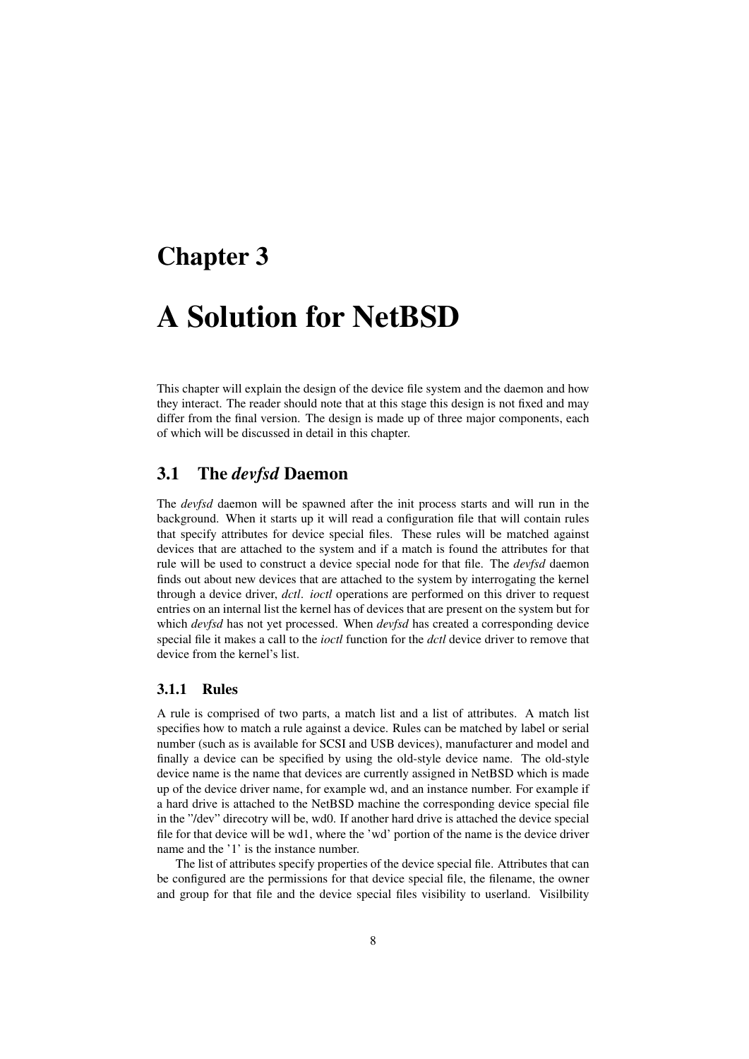# Chapter 3

# A Solution for NetBSD

This chapter will explain the design of the device file system and the daemon and how they interact. The reader should note that at this stage this design is not fixed and may differ from the final version. The design is made up of three major components, each of which will be discussed in detail in this chapter.

## 3.1 The *devfsd* Daemon

The *devfsd* daemon will be spawned after the init process starts and will run in the background. When it starts up it will read a configuration file that will contain rules that specify attributes for device special files. These rules will be matched against devices that are attached to the system and if a match is found the attributes for that rule will be used to construct a device special node for that file. The *devfsd* daemon finds out about new devices that are attached to the system by interrogating the kernel through a device driver, *dctl*. *ioctl* operations are performed on this driver to request entries on an internal list the kernel has of devices that are present on the system but for which *devfsd* has not yet processed. When *devfsd* has created a corresponding device special file it makes a call to the *ioctl* function for the *dctl* device driver to remove that device from the kernel's list.

### 3.1.1 Rules

A rule is comprised of two parts, a match list and a list of attributes. A match list specifies how to match a rule against a device. Rules can be matched by label or serial number (such as is available for SCSI and USB devices), manufacturer and model and finally a device can be specified by using the old-style device name. The old-style device name is the name that devices are currently assigned in NetBSD which is made up of the device driver name, for example wd, and an instance number. For example if a hard drive is attached to the NetBSD machine the corresponding device special file in the "/dev" direcotry will be, wd0. If another hard drive is attached the device special file for that device will be wd1, where the 'wd' portion of the name is the device driver name and the '1' is the instance number.

The list of attributes specify properties of the device special file. Attributes that can be configured are the permissions for that device special file, the filename, the owner and group for that file and the device special files visibility to userland. Visilbility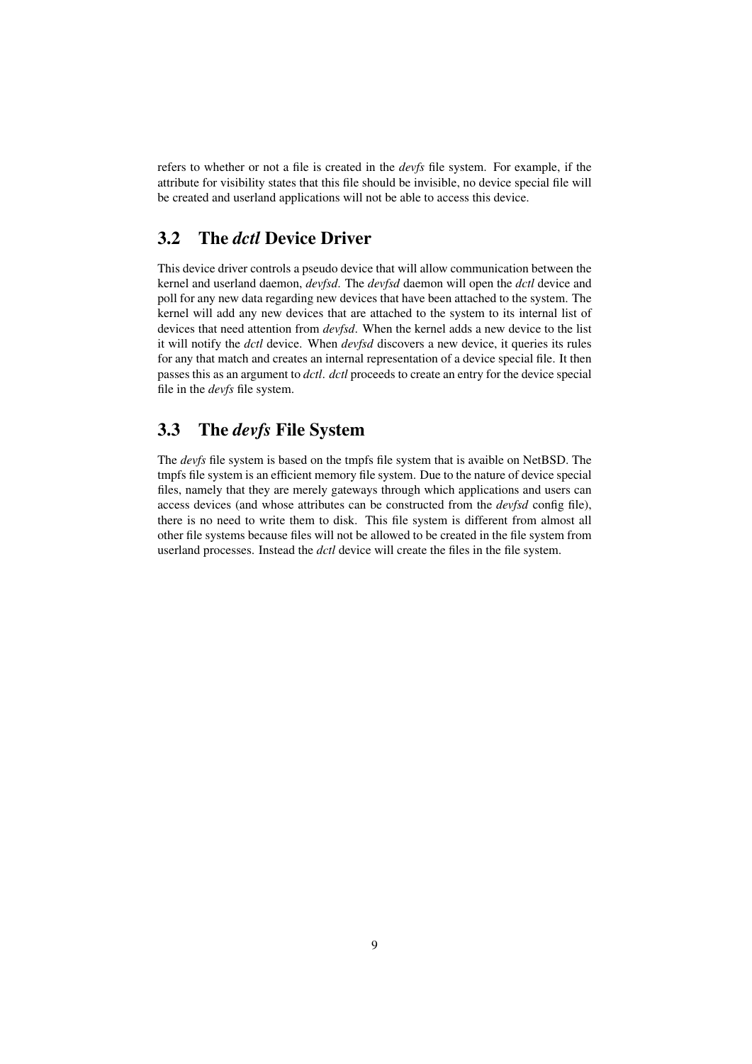refers to whether or not a file is created in the *devfs* file system. For example, if the attribute for visibility states that this file should be invisible, no device special file will be created and userland applications will not be able to access this device.

## 3.2 The *dctl* Device Driver

This device driver controls a pseudo device that will allow communication between the kernel and userland daemon, *devfsd*. The *devfsd* daemon will open the *dctl* device and poll for any new data regarding new devices that have been attached to the system. The kernel will add any new devices that are attached to the system to its internal list of devices that need attention from *devfsd*. When the kernel adds a new device to the list it will notify the *dctl* device. When *devfsd* discovers a new device, it queries its rules for any that match and creates an internal representation of a device special file. It then passes this as an argument to *dctl*. *dctl* proceeds to create an entry for the device special file in the *devfs* file system.

## 3.3 The *devfs* File System

The *devfs* file system is based on the tmpfs file system that is avaible on NetBSD. The tmpfs file system is an efficient memory file system. Due to the nature of device special files, namely that they are merely gateways through which applications and users can access devices (and whose attributes can be constructed from the *devfsd* config file), there is no need to write them to disk. This file system is different from almost all other file systems because files will not be allowed to be created in the file system from userland processes. Instead the *dctl* device will create the files in the file system.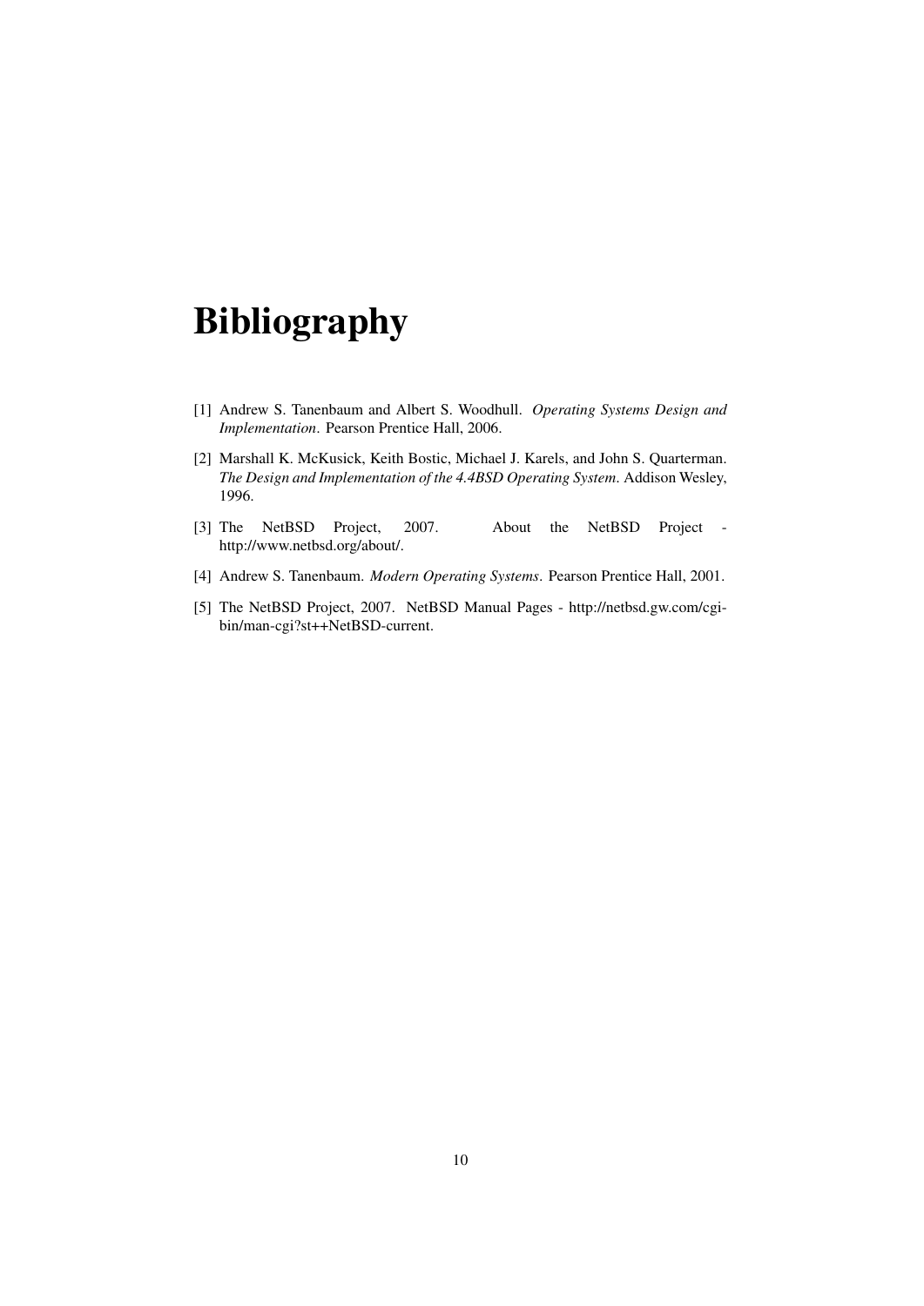# Bibliography

[1] Andrew S. Tanenbaum and Albert S. Woodhull. *Operating Systems Design and Implementation*. Pearson Prentice Hall, 2006.

[2] Marshall K. McKusick, Keith Bostic, Michael J. Karels, and John S. Quarterman. *The Design and Implementation of the 4.4BSD Operating System*. Addison Wesley, 1996.

[3] The NetBSD Project, 2007. About the NetBSD Project - http://www.netbsd.org/about/.

[4] Andrew S. Tanenbaum. *Modern Operating Systems*. Pearson Prentice Hall, 2001.

[5] The NetBSD Project, 2007. NetBSD Manual Pages - http://netbsd.gw.com/cgi-bin/man-cgi?st++NetBSD-current.